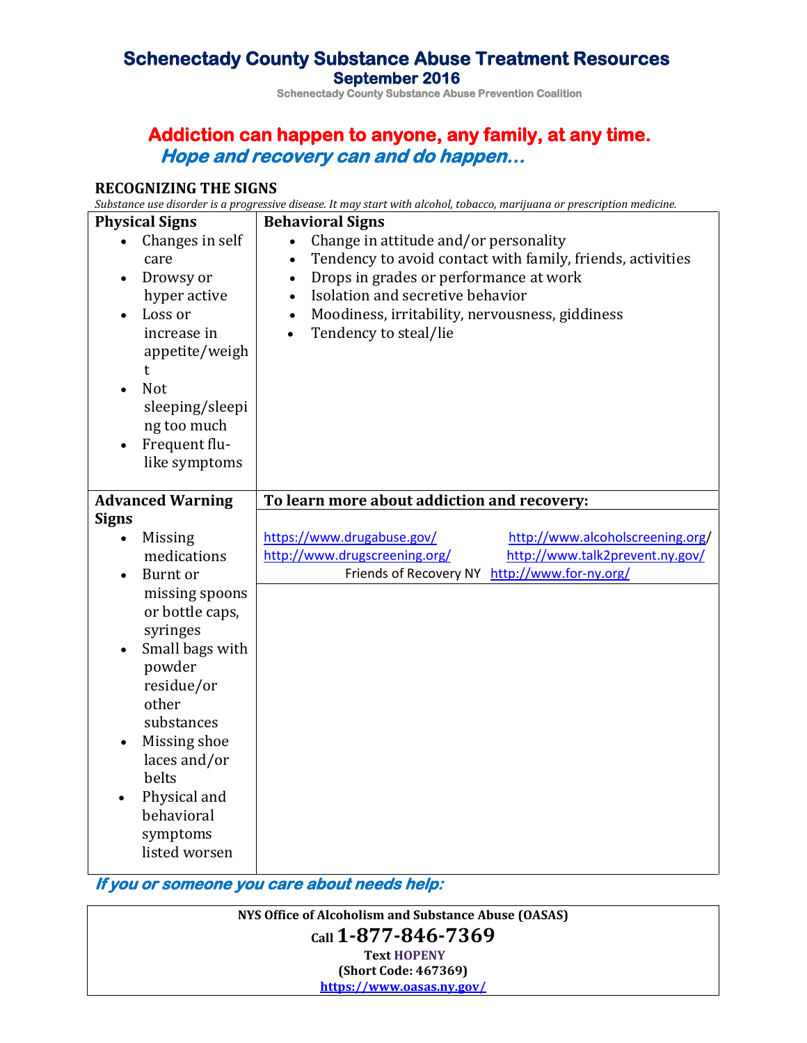# Schenectady County Substance Abuse Treatment Resources

## September 2016

**Schenectady County Substance Abuse Prevention Coalition**

## Addiction can happen to anyone, any family, at any time.

***Hope and recovery can and do happen…***

### RECOGNIZING THE SIGNS

*Substance use disorder is a progressive disease. It may start with alcohol, tobacco, marijuana or prescription medicine.*

| Physical Signs | Behavioral Signs |
|---|---|
| • Changes in self care<br>• Drowsy or hyper active<br>• Loss or increase in appetite/weight<br>• Not sleeping/sleeping too much<br>• Frequent flu-like symptoms | • Change in attitude and/or personality<br>• Tendency to avoid contact with family, friends, activities<br>• Drops in grades or performance at work<br>• Isolation and secretive behavior<br>• Moodiness, irritability, nervousness, giddiness<br>• Tendency to steal/lie |
| **Advanced Warning Signs** | **To learn more about addiction and recovery:** |
| • Missing medications<br>• Burnt or missing spoons or bottle caps, syringes<br>• Small bags with powder residue/or other substances<br>• Missing shoe laces and/or belts<br>• Physical and behavioral symptoms listed worsen | https://www.drugabuse.gov/ http://www.alcoholscreening.org/<br>http://www.drugscreening.org/ http://www.talk2prevent.ny.gov/<br>Friends of Recovery NY http://www.for-ny.org/ |

***If you or someone you care about needs help:***

**NYS Office of Alcoholism and Substance Abuse (OASAS)**

**Call 1-877-846-7369**

**Text HOPENY**

**(Short Code: 467369)**

**https://www.oasas.ny.gov/**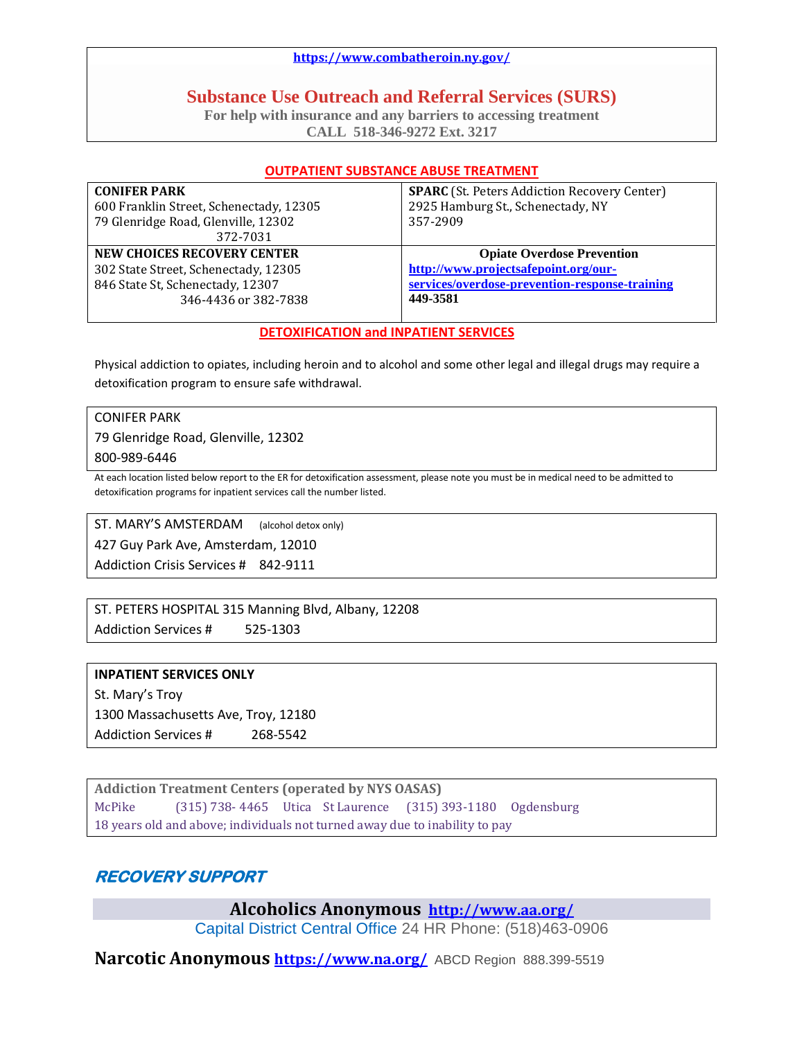https://www.combatheroin.ny.gov/

## Substance Use Outreach and Referral Services (SURS)

**For help with insurance and any barriers to accessing treatment**
**CALL 518-346-9272 Ext. 3217**

### OUTPATIENT SUBSTANCE ABUSE TREATMENT

| | |
|---|---|
| **CONIFER PARK**<br>600 Franklin Street, Schenectady, 12305<br>79 Glenridge Road, Glenville, 12302<br>372-7031 | **SPARC** (St. Peters Addiction Recovery Center)<br>2925 Hamburg St., Schenectady, NY<br>357-2909 |
| **NEW CHOICES RECOVERY CENTER**<br>302 State Street, Schenectady, 12305<br>846 State St, Schenectady, 12307<br>346-4436 or 382-7838 | **Opiate Overdose Prevention**<br>http://www.projectsafepoint.org/our-services/overdose-prevention-response-training<br>**449-3581** |

### DETOXIFICATION and INPATIENT SERVICES

Physical addiction to opiates, including heroin and to alcohol and some other legal and illegal drugs may require a detoxification program to ensure safe withdrawal.

CONIFER PARK
79 Glenridge Road, Glenville, 12302
800-989-6446

At each location listed below report to the ER for detoxification assessment, please note you must be in medical need to be admitted to detoxification programs for inpatient services call the number listed.

ST. MARY'S AMSTERDAM (alcohol detox only)
427 Guy Park Ave, Amsterdam, 12010
Addiction Crisis Services # 842-9111

ST. PETERS HOSPITAL 315 Manning Blvd, Albany, 12208
Addiction Services # 525-1303

**INPATIENT SERVICES ONLY**
St. Mary's Troy
1300 Massachusetts Ave, Troy, 12180
Addiction Services # 268-5542

**Addiction Treatment Centers (operated by NYS OASAS)**
McPike (315) 738- 4465 Utica St Laurence (315) 393-1180 Ogdensburg
18 years old and above; individuals not turned away due to inability to pay

### RECOVERY SUPPORT

**Alcoholics Anonymous** http://www.aa.org/
Capital District Central Office 24 HR Phone: (518)463-0906

**Narcotic Anonymous** https://www.na.org/ ABCD Region 888.399-5519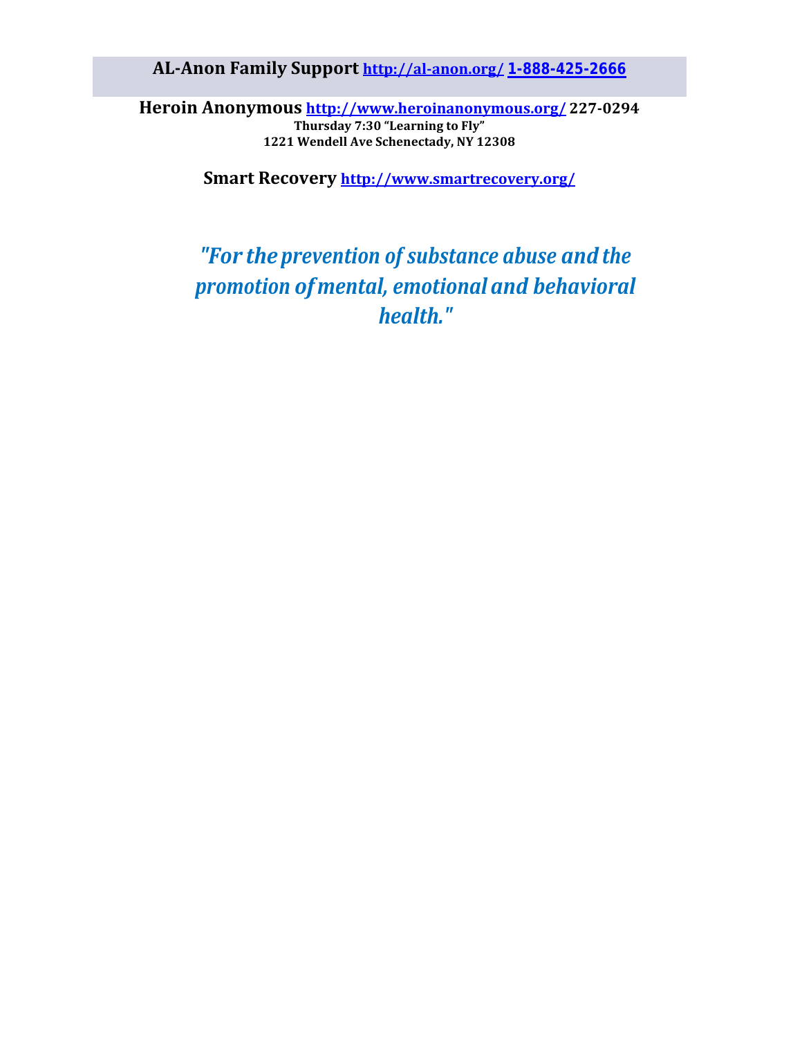**AL-Anon Family Support** http://al-anon.org/ 1-888-425-2666

**Heroin Anonymous** http://www.heroinanonymous.org/ **227-0294**

**Thursday 7:30 "Learning to Fly"**
**1221 Wendell Ave Schenectady, NY 12308**

**Smart Recovery** http://www.smartrecovery.org/

***"For the prevention of substance abuse and the promotion of mental, emotional and behavioral health."***